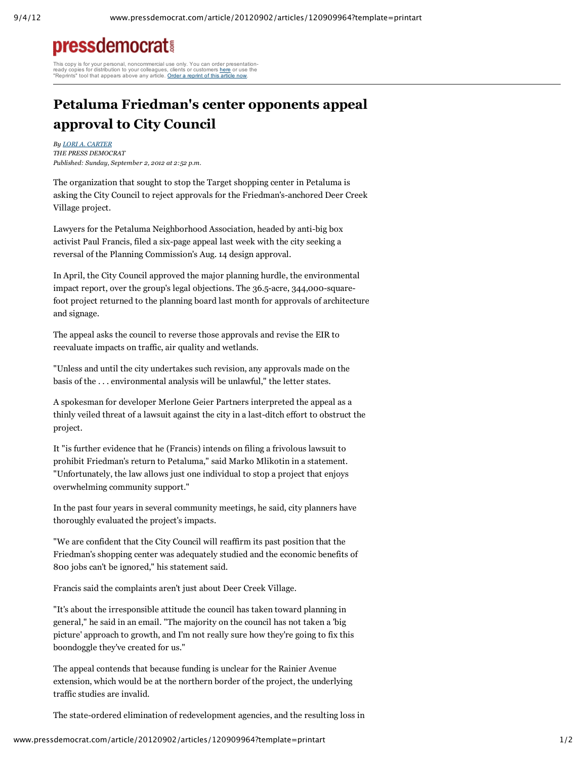**pressdemocrat**

This copy is for your personal, noncommercial use only. You can order presentation-ready copies for distribution to your colleagues, clients or customers here or use the "Reprints" tool that appears above any article. Order a reprint of this article now.

# Petaluma Friedman's center opponents appeal approval to City Council

*By LORI A. CARTER*
*THE PRESS DEMOCRAT*
*Published: Sunday, September 2, 2012 at 2:52 p.m.*

The organization that sought to stop the Target shopping center in Petaluma is asking the City Council to reject approvals for the Friedman's-anchored Deer Creek Village project.

Lawyers for the Petaluma Neighborhood Association, headed by anti-big box activist Paul Francis, filed a six-page appeal last week with the city seeking a reversal of the Planning Commission's Aug. 14 design approval.

In April, the City Council approved the major planning hurdle, the environmental impact report, over the group's legal objections. The 36.5-acre, 344,000-square-foot project returned to the planning board last month for approvals of architecture and signage.

The appeal asks the council to reverse those approvals and revise the EIR to reevaluate impacts on traffic, air quality and wetlands.

"Unless and until the city undertakes such revision, any approvals made on the basis of the . . . environmental analysis will be unlawful," the letter states.

A spokesman for developer Merlone Geier Partners interpreted the appeal as a thinly veiled threat of a lawsuit against the city in a last-ditch effort to obstruct the project.

It "is further evidence that he (Francis) intends on filing a frivolous lawsuit to prohibit Friedman's return to Petaluma," said Marko Mlikotin in a statement. "Unfortunately, the law allows just one individual to stop a project that enjoys overwhelming community support."

In the past four years in several community meetings, he said, city planners have thoroughly evaluated the project's impacts.

"We are confident that the City Council will reaffirm its past position that the Friedman's shopping center was adequately studied and the economic benefits of 800 jobs can't be ignored," his statement said.

Francis said the complaints aren't just about Deer Creek Village.

"It's about the irresponsible attitude the council has taken toward planning in general," he said in an email. "The majority on the council has not taken a 'big picture' approach to growth, and I'm not really sure how they're going to fix this boondoggle they've created for us."

The appeal contends that because funding is unclear for the Rainier Avenue extension, which would be at the northern border of the project, the underlying traffic studies are invalid.

The state-ordered elimination of redevelopment agencies, and the resulting loss in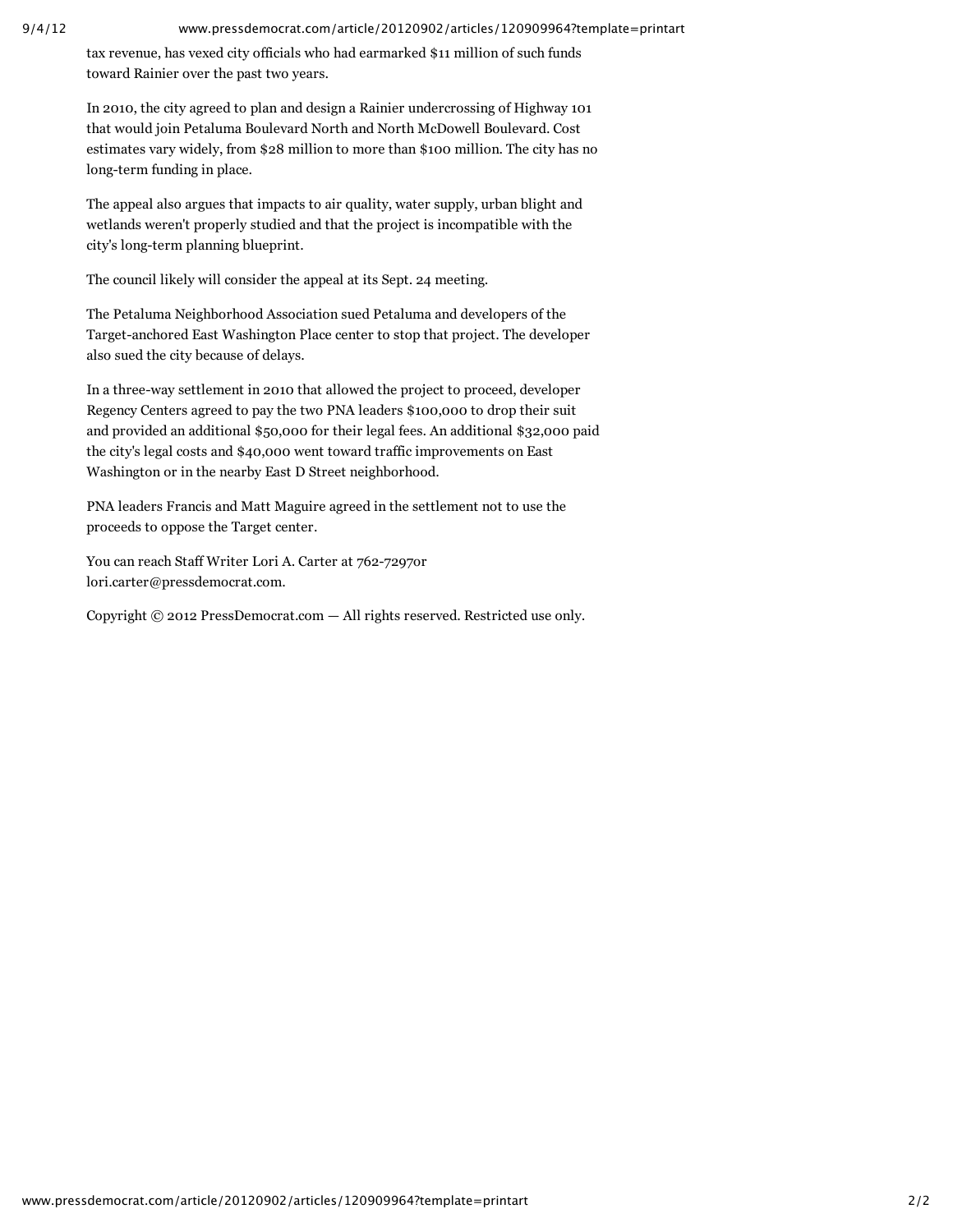tax revenue, has vexed city officials who had earmarked $11 million of such funds toward Rainier over the past two years.

In 2010, the city agreed to plan and design a Rainier undercrossing of Highway 101 that would join Petaluma Boulevard North and North McDowell Boulevard. Cost estimates vary widely, from $28 million to more than $100 million. The city has no long-term funding in place.

The appeal also argues that impacts to air quality, water supply, urban blight and wetlands weren't properly studied and that the project is incompatible with the city's long-term planning blueprint.

The council likely will consider the appeal at its Sept. 24 meeting.

The Petaluma Neighborhood Association sued Petaluma and developers of the Target-anchored East Washington Place center to stop that project. The developer also sued the city because of delays.

In a three-way settlement in 2010 that allowed the project to proceed, developer Regency Centers agreed to pay the two PNA leaders $100,000 to drop their suit and provided an additional $50,000 for their legal fees. An additional $32,000 paid the city's legal costs and $40,000 went toward traffic improvements on East Washington or in the nearby East D Street neighborhood.

PNA leaders Francis and Matt Maguire agreed in the settlement not to use the proceeds to oppose the Target center.

You can reach Staff Writer Lori A. Carter at 762-7297or lori.carter@pressdemocrat.com.

Copyright © 2012 PressDemocrat.com — All rights reserved. Restricted use only.